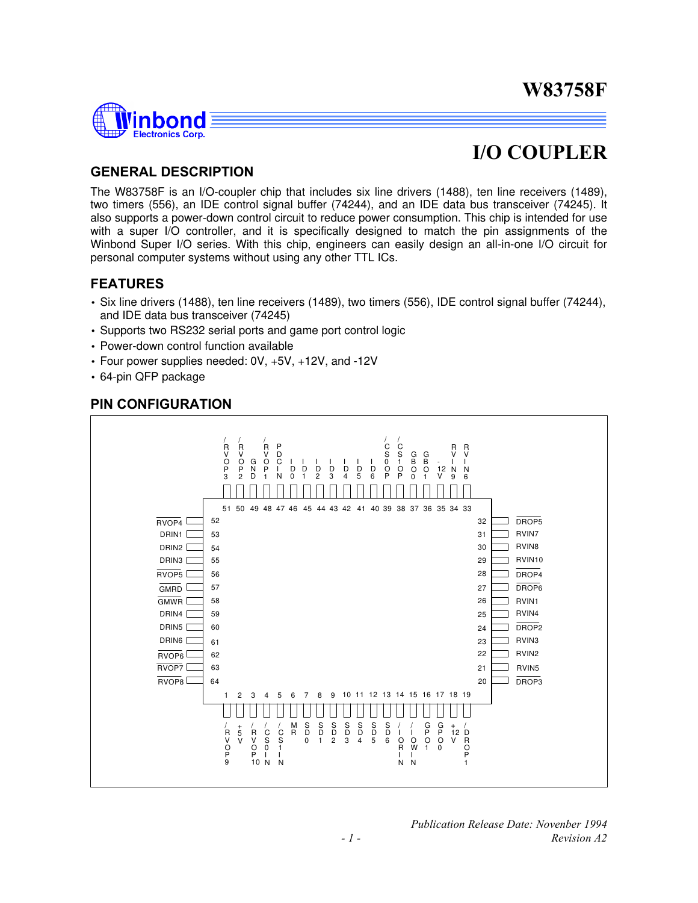# W83758F

# I/O COUPLER

## GENERAL DESCRIPTION

The W83758F is an I/O-coupler chip that includes six line drivers (1488), ten line receivers (1489), two timers (556), an IDE control signal buffer (74244), and an IDE data bus transceiver (74245). It also supports a power-down control circuit to reduce power consumption. This chip is intended for use with a super I/O controller, and it is specifically designed to match the pin assignments of the Winbond Super I/O series. With this chip, engineers can easily design an all-in-one I/O circuit for personal computer systems without using any other TTL ICs.

## FEATURES

- Six line drivers (1488), ten line receivers (1489), two timers (556), IDE control signal buffer (74244), and IDE data bus transceiver (74245)
- Supports two RS232 serial ports and game port control logic
- Power-down control function available
- Four power supplies needed: 0V, +5V, +12V, and -12V
- 64-pin QFP package

## PIN CONFIGURATION

| Pin | Name | Pin | Name | Pin | Name | Pin | Name |
|---|---|---|---|---|---|---|---|
| 1 | /RVOP9 | 17 | GPO0 | 33 | RVIN6 | 49 | GND |
| 2 | +5V | 18 | +12V | 34 | RVIN9 | 50 | /RVOP2 |
| 3 | /RVOP10 | 19 | /DROP1 | 35 | -12V | 51 | /RVOP3 |
| 4 | /CS0IN | 20 | /DROP3 | 36 | GBO1 | 52 | /RVOP4 |
| 5 | /CS1IN | 21 | RVIN5 | 37 | GBO0 | 53 | DRIN1 |
| 6 | MR | 22 | RVIN2 | 38 | /CS1OP | 54 | DRIN2 |
| 7 | SD0 | 23 | RVIN3 | 39 | /CS0OP | 55 | DRIN3 |
| 8 | SD1 | 24 | /DROP2 | 40 | ID6 | 56 | /RVOP5 |
| 9 | SD2 | 25 | RVIN4 | 41 | ID5 | 57 | /GMRD |
| 10 | SD3 | 26 | RVIN1 | 42 | ID4 | 58 | /GMWR |
| 11 | SD4 | 27 | /DROP6 | 43 | ID3 | 59 | DRIN4 |
| 12 | SD5 | 28 | /DROP4 | 44 | ID2 | 60 | DRIN5 |
| 13 | SD6 | 29 | RVIN10 | 45 | ID1 | 61 | DRIN6 |
| 14 | /IORIN | 30 | RVIN8 | 46 | ID0 | 62 | /RVOP6 |
| 15 | /IOWIN | 31 | RVIN7 | 47 | PDCIN | 63 | /RVOP7 |
| 16 | GPO1 | 32 | /DROP5 | 48 | /RVOP1 | 64 | /RVOP8 |

*Publication Release Date: November 1994*
*Revision A2*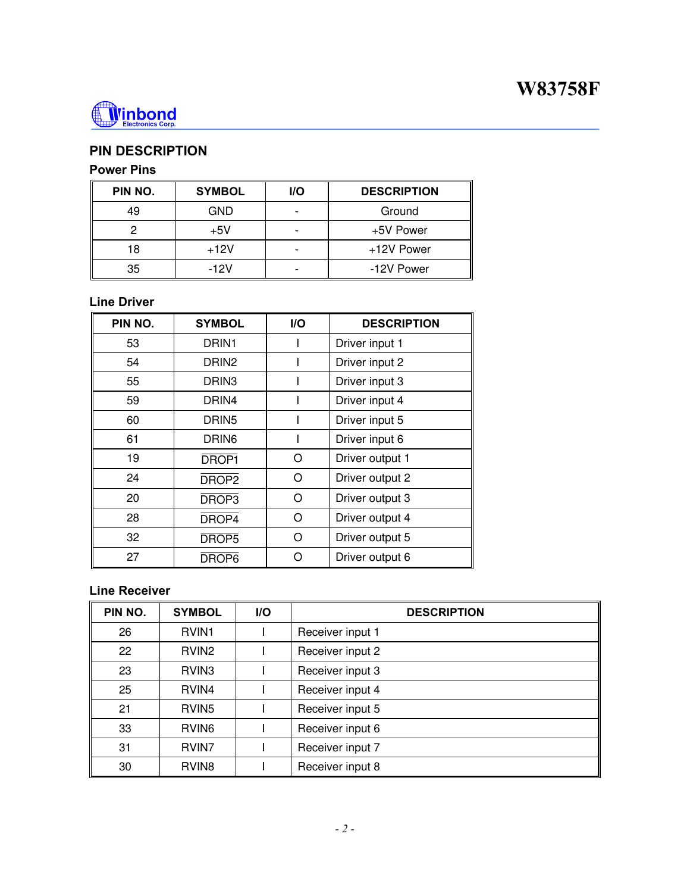## PIN DESCRIPTION

### Power Pins

| PIN NO. | SYMBOL | I/O | DESCRIPTION |
|---|---|---|---|
| 49 | GND | - | Ground |
| 2 | +5V | - | +5V Power |
| 18 | +12V | - | +12V Power |
| 35 | -12V | - | -12V Power |

### Line Driver

| PIN NO. | SYMBOL | I/O | DESCRIPTION |
|---|---|---|---|
| 53 | DRIN1 | I | Driver input 1 |
| 54 | DRIN2 | I | Driver input 2 |
| 55 | DRIN3 | I | Driver input 3 |
| 59 | DRIN4 | I | Driver input 4 |
| 60 | DRIN5 | I | Driver input 5 |
| 61 | DRIN6 | I | Driver input 6 |
| 19 | $\overline{\text{DROP1}}$ | O | Driver output 1 |
| 24 | $\overline{\text{DROP2}}$ | O | Driver output 2 |
| 20 | $\overline{\text{DROP3}}$ | O | Driver output 3 |
| 28 | $\overline{\text{DROP4}}$ | O | Driver output 4 |
| 32 | $\overline{\text{DROP5}}$ | O | Driver output 5 |
| 27 | $\overline{\text{DROP6}}$ | O | Driver output 6 |

### Line Receiver

| PIN NO. | SYMBOL | I/O | DESCRIPTION |
|---|---|---|---|
| 26 | RVIN1 | I | Receiver input 1 |
| 22 | RVIN2 | I | Receiver input 2 |
| 23 | RVIN3 | I | Receiver input 3 |
| 25 | RVIN4 | I | Receiver input 4 |
| 21 | RVIN5 | I | Receiver input 5 |
| 33 | RVIN6 | I | Receiver input 6 |
| 31 | RVIN7 | I | Receiver input 7 |
| 30 | RVIN8 | I | Receiver input 8 |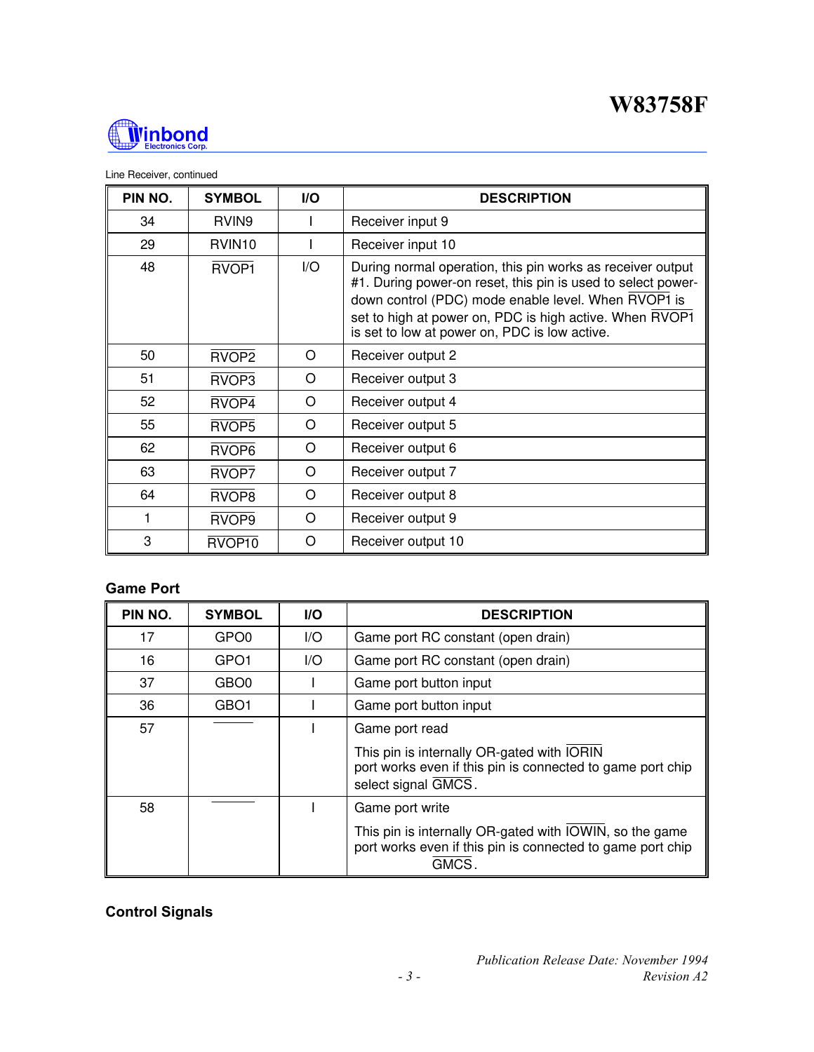Line Receiver, continued

| PIN NO. | SYMBOL | I/O | DESCRIPTION |
|---|---|---|---|
| 34 | RVIN9 | I | Receiver input 9 |
| 29 | RVIN10 | I | Receiver input 10 |
| 48 | $\overline{RVOP1}$ | I/O | During normal operation, this pin works as receiver output #1. During power-on reset, this pin is used to select power-down control (PDC) mode enable level. When $\overline{RVOP1}$ is set to high at power on, PDC is high active. When $\overline{RVOP1}$ is set to low at power on, PDC is low active. |
| 50 | $\overline{RVOP2}$ | O | Receiver output 2 |
| 51 | $\overline{RVOP3}$ | O | Receiver output 3 |
| 52 | $\overline{RVOP4}$ | O | Receiver output 4 |
| 55 | $\overline{RVOP5}$ | O | Receiver output 5 |
| 62 | $\overline{RVOP6}$ | O | Receiver output 6 |
| 63 | $\overline{RVOP7}$ | O | Receiver output 7 |
| 64 | $\overline{RVOP8}$ | O | Receiver output 8 |
| 1 | $\overline{RVOP9}$ | O | Receiver output 9 |
| 3 | $\overline{RVOP10}$ | O | Receiver output 10 |

### Game Port

| PIN NO. | SYMBOL | I/O | DESCRIPTION |
|---|---|---|---|
| 17 | GPO0 | I/O | Game port RC constant (open drain) |
| 16 | GPO1 | I/O | Game port RC constant (open drain) |
| 37 | GBO0 | I | Game port button input |
| 36 | GBO1 | I | Game port button input |
| 57 | | I | Game port read<br><br>This pin is internally OR-gated with $\overline{IORIN}$ port works even if this pin is connected to game port chip select signal $\overline{GMCS}$. |
| 58 | | I | Game port write<br><br>This pin is internally OR-gated with $\overline{IOWIN}$, so the game port works even if this pin is connected to game port chip $\overline{GMCS}$. |

### Control Signals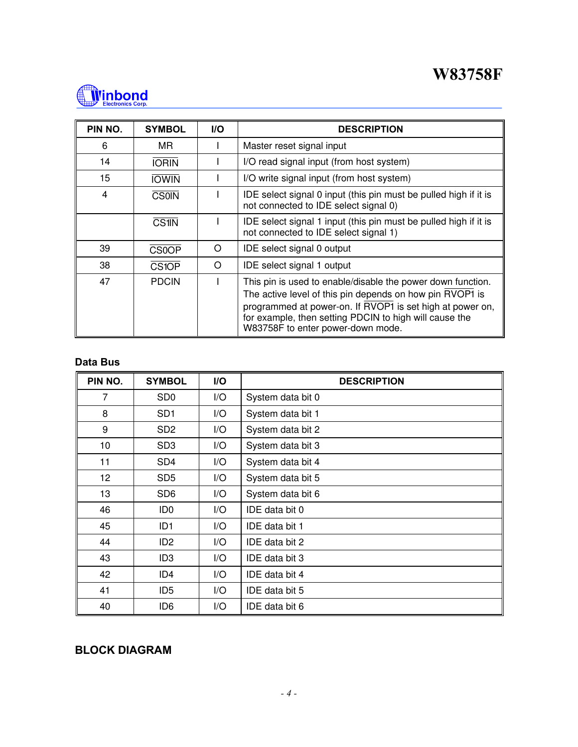| PIN NO. | SYMBOL | I/O | DESCRIPTION |
|---|---|---|---|
| 6 | MR | I | Master reset signal input |
| 14 | $\overline{\text{IORIN}}$ | I | I/O read signal input (from host system) |
| 15 | $\overline{\text{IOWIN}}$ | I | I/O write signal input (from host system) |
| 4 | $\overline{\text{CS0IN}}$ | I | IDE select signal 0 input (this pin must be pulled high if it is not connected to IDE select signal 0) |
| | $\overline{\text{CS1IN}}$ | I | IDE select signal 1 input (this pin must be pulled high if it is not connected to IDE select signal 1) |
| 39 | $\overline{\text{CS0OP}}$ | O | IDE select signal 0 output |
| 38 | $\overline{\text{CS1OP}}$ | O | IDE select signal 1 output |
| 47 | PDCIN | I | This pin is used to enable/disable the power down function. The active level of this pin depends on how pin $\overline{\text{RVOP1}}$ is programmed at power-on. If $\overline{\text{RVOP1}}$ is set high at power on, for example, then setting PDCIN to high will cause the W83758F to enter power-down mode. |

### Data Bus

| PIN NO. | SYMBOL | I/O | DESCRIPTION |
|---|---|---|---|
| 7 | SD0 | I/O | System data bit 0 |
| 8 | SD1 | I/O | System data bit 1 |
| 9 | SD2 | I/O | System data bit 2 |
| 10 | SD3 | I/O | System data bit 3 |
| 11 | SD4 | I/O | System data bit 4 |
| 12 | SD5 | I/O | System data bit 5 |
| 13 | SD6 | I/O | System data bit 6 |
| 46 | ID0 | I/O | IDE data bit 0 |
| 45 | ID1 | I/O | IDE data bit 1 |
| 44 | ID2 | I/O | IDE data bit 2 |
| 43 | ID3 | I/O | IDE data bit 3 |
| 42 | ID4 | I/O | IDE data bit 4 |
| 41 | ID5 | I/O | IDE data bit 5 |
| 40 | ID6 | I/O | IDE data bit 6 |

## BLOCK DIAGRAM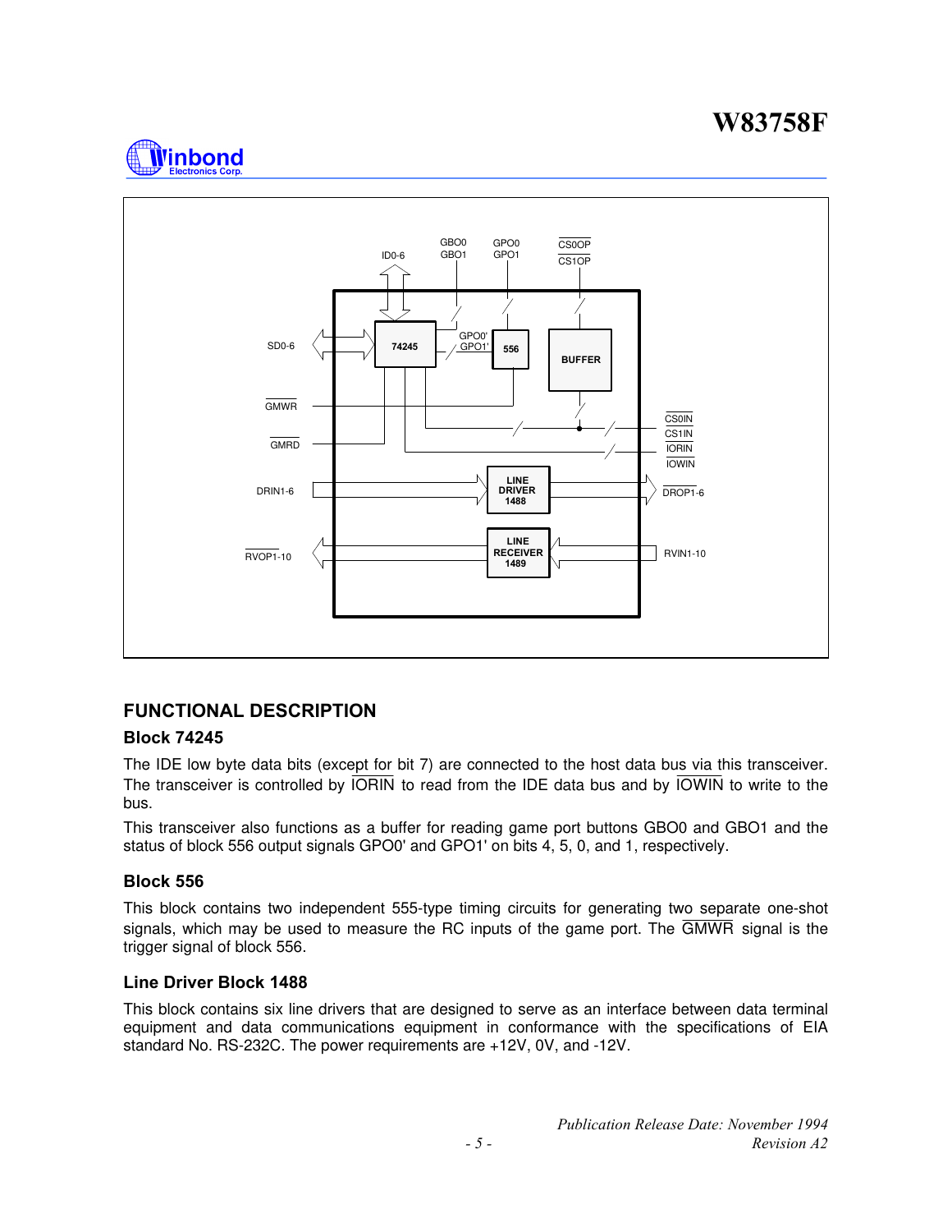## FUNCTIONAL DESCRIPTION

### Block 74245

The IDE low byte data bits (except for bit 7) are connected to the host data bus via this transceiver. The transceiver is controlled by $\overline{\text{IORIN}}$ to read from the IDE data bus and by $\overline{\text{IOWIN}}$ to write to the bus.

This transceiver also functions as a buffer for reading game port buttons GBO0 and GBO1 and the status of block 556 output signals GPO0' and GPO1' on bits 4, 5, 0, and 1, respectively.

### Block 556

This block contains two independent 555-type timing circuits for generating two separate one-shot signals, which may be used to measure the RC inputs of the game port. The $\overline{\text{GMWR}}$ signal is the trigger signal of block 556.

### Line Driver Block 1488

This block contains six line drivers that are designed to serve as an interface between data terminal equipment and data communications equipment in conformance with the specifications of EIA standard No. RS-232C. The power requirements are +12V, 0V, and -12V.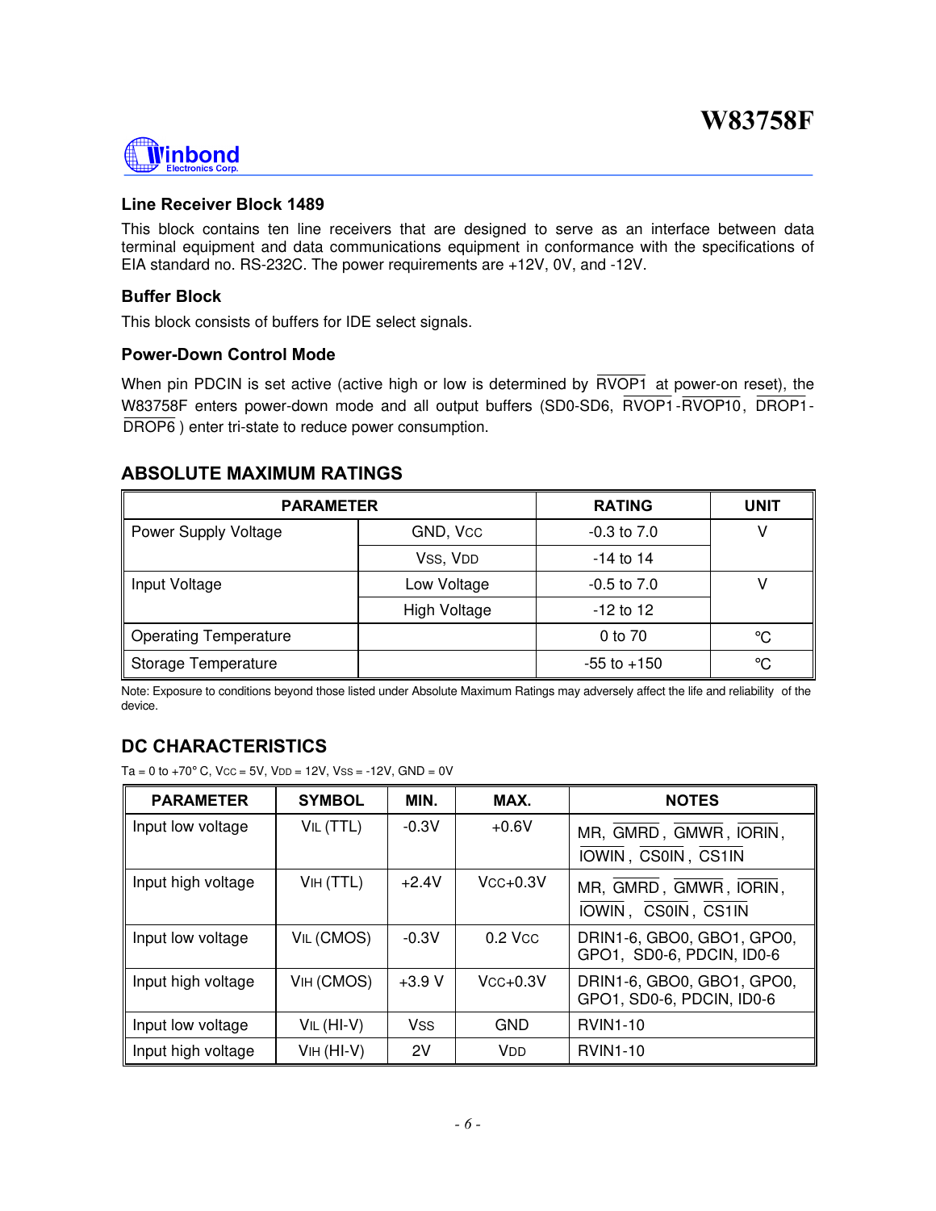### Line Receiver Block 1489

This block contains ten line receivers that are designed to serve as an interface between data terminal equipment and data communications equipment in conformance with the specifications of EIA standard no. RS-232C. The power requirements are +12V, 0V, and -12V.

### Buffer Block

This block consists of buffers for IDE select signals.

### Power-Down Control Mode

When pin PDCIN is set active (active high or low is determined by $\overline{RVOP1}$ at power-on reset), the W83758F enters power-down mode and all output buffers (SD0-SD6, $\overline{RVOP1}$-$\overline{RVOP10}$, $\overline{DROP1}$-$\overline{DROP6}$) enter tri-state to reduce power consumption.

## ABSOLUTE MAXIMUM RATINGS

| PARAMETER | | RATING | UNIT |
|---|---|---|---|
| Power Supply Voltage | GND, $V_{CC}$ | -0.3 to 7.0 | V |
| | $V_{SS}$, $V_{DD}$ | -14 to 14 | |
| Input Voltage | Low Voltage | -0.5 to 7.0 | V |
| | High Voltage | -12 to 12 | |
| Operating Temperature | | 0 to 70 | °C |
| Storage Temperature | | -55 to +150 | °C |

Note: Exposure to conditions beyond those listed under Absolute Maximum Ratings may adversely affect the life and reliability of the device.

## DC CHARACTERISTICS

Ta = 0 to +70° C, $V_{CC}$ = 5V, $V_{DD}$ = 12V, $V_{SS}$ = -12V, GND = 0V

| PARAMETER | SYMBOL | MIN. | MAX. | NOTES |
|---|---|---|---|---|
| Input low voltage | $V_{IL}$ (TTL) | -0.3V | +0.6V | MR, $\overline{GMRD}$, $\overline{GMWR}$, $\overline{IORIN}$, $\overline{IOWIN}$, $\overline{CS0IN}$, $\overline{CS1IN}$ |
| Input high voltage | $V_{IH}$ (TTL) | +2.4V | $V_{CC}$+0.3V | MR, $\overline{GMRD}$, $\overline{GMWR}$, $\overline{IORIN}$, $\overline{IOWIN}$, $\overline{CS0IN}$, $\overline{CS1IN}$ |
| Input low voltage | $V_{IL}$ (CMOS) | -0.3V | 0.2 $V_{CC}$ | DRIN1-6, GBO0, GBO1, GPO0, GPO1, SD0-6, PDCIN, ID0-6 |
| Input high voltage | $V_{IH}$ (CMOS) | +3.9 V | $V_{CC}$+0.3V | DRIN1-6, GBO0, GBO1, GPO0, GPO1, SD0-6, PDCIN, ID0-6 |
| Input low voltage | $V_{IL}$ (HI-V) | $V_{SS}$ | GND | RVIN1-10 |
| Input high voltage | $V_{IH}$ (HI-V) | 2V | $V_{DD}$ | RVIN1-10 |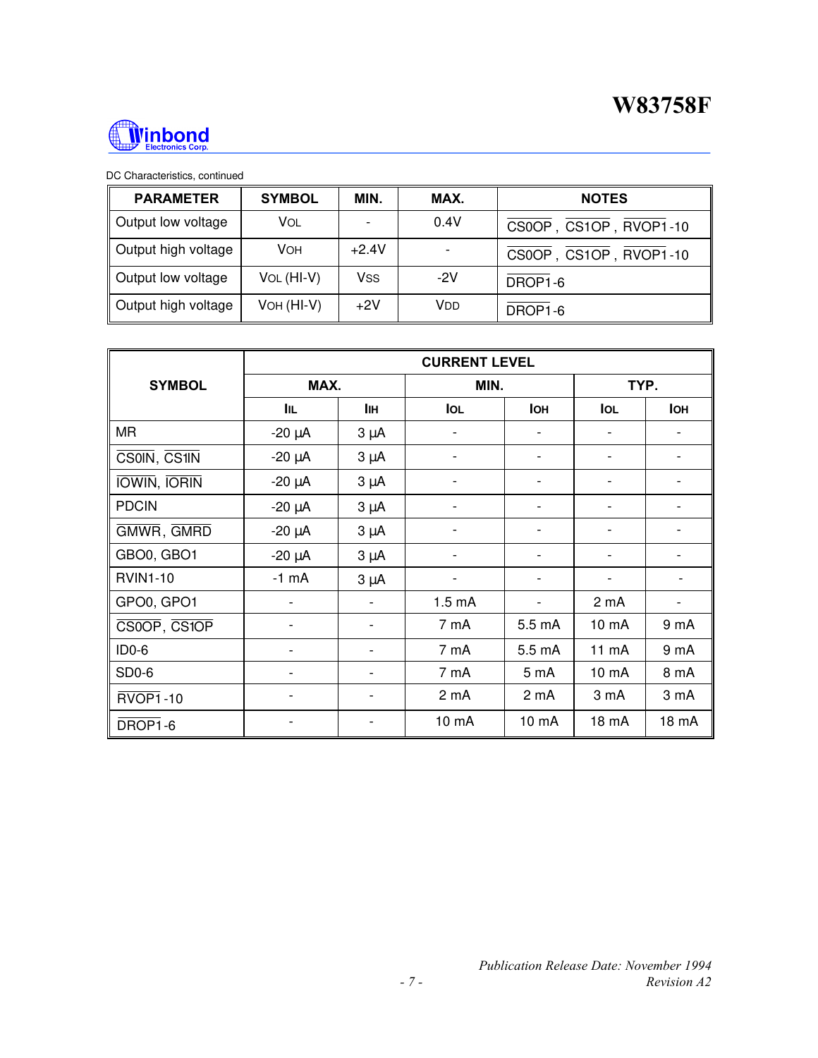DC Characteristics, continued

| PARAMETER | SYMBOL | MIN. | MAX. | NOTES |
| --- | --- | --- | --- | --- |
| Output low voltage | $V_{OL}$ | - | 0.4V | $\overline{\text{CS0OP}}$, $\overline{\text{CS1OP}}$, $\overline{\text{RVOP1}}$-10 |
| Output high voltage | $V_{OH}$ | +2.4V | - | $\overline{\text{CS0OP}}$, $\overline{\text{CS1OP}}$, $\overline{\text{RVOP1}}$-10 |
| Output low voltage | $V_{OL}$ (HI-V) | $V_{SS}$ | -2V | $\overline{\text{DROP1}}$-6 |
| Output high voltage | $V_{OH}$ (HI-V) | +2V | $V_{DD}$ | $\overline{\text{DROP1}}$-6 |

| SYMBOL | CURRENT LEVEL | | | | | |
| --- | --- | --- | --- | --- | --- | --- |
| | MAX. | | MIN. | | TYP. | |
| | $I_{IL}$ | $I_{IH}$ | $I_{OL}$ | $I_{OH}$ | $I_{OL}$ | $I_{OH}$ |
| MR | -20 µA | 3 µA | - | - | - | - |
| $\overline{\text{CS0IN}}$, $\overline{\text{CS1IN}}$ | -20 µA | 3 µA | - | - | - | - |
| $\overline{\text{IOWIN}}$, $\overline{\text{IORIN}}$ | -20 µA | 3 µA | - | - | - | - |
| PDCIN | -20 µA | 3 µA | - | - | - | - |
| $\overline{\text{GMWR}}$, $\overline{\text{GMRD}}$ | -20 µA | 3 µA | - | - | - | - |
| GBO0, GBO1 | -20 µA | 3 µA | - | - | - | - |
| RVIN1-10 | -1 mA | 3 µA | - | - | - | - |
| GPO0, GPO1 | - | - | 1.5 mA | - | 2 mA | - |
| $\overline{\text{CS0OP}}$, $\overline{\text{CS1OP}}$ | - | - | 7 mA | 5.5 mA | 10 mA | 9 mA |
| ID0-6 | - | - | 7 mA | 5.5 mA | 11 mA | 9 mA |
| SD0-6 | - | - | 7 mA | 5 mA | 10 mA | 8 mA |
| $\overline{\text{RVOP1}}$-10 | - | - | 2 mA | 2 mA | 3 mA | 3 mA |
| $\overline{\text{DROP1}}$-6 | - | - | 10 mA | 10 mA | 18 mA | 18 mA |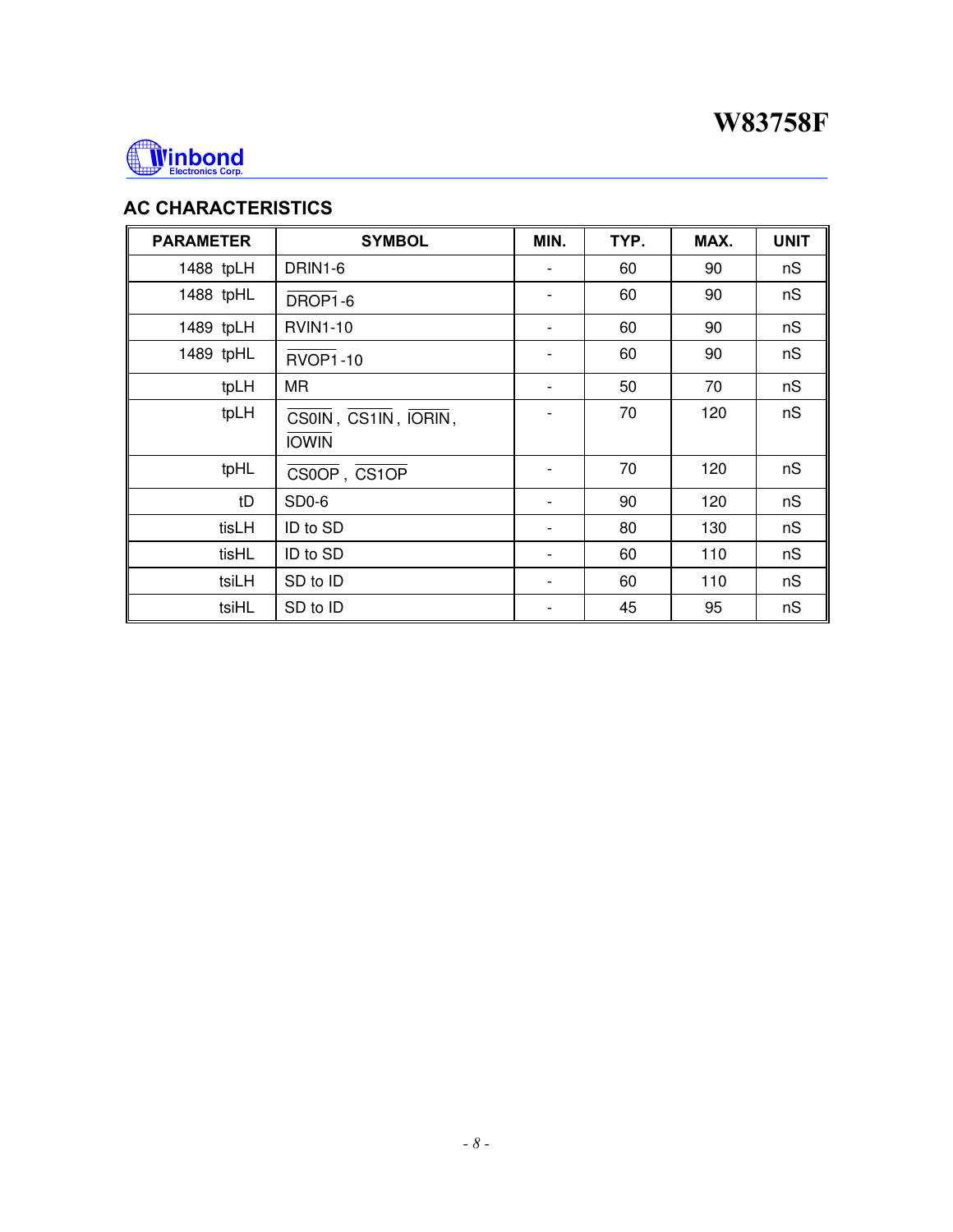## AC CHARACTERISTICS

| PARAMETER | SYMBOL | MIN. | TYP. | MAX. | UNIT |
|---|---|---|---|---|---|
| 1488 tpLH | DRIN1-6 | - | 60 | 90 | nS |
| 1488 tpHL | $\overline{\text{DROP1}}$-6 | - | 60 | 90 | nS |
| 1489 tpLH | RVIN1-10 | - | 60 | 90 | nS |
| 1489 tpHL | $\overline{\text{RVOP1}}$-10 | - | 60 | 90 | nS |
| tpLH | MR | - | 50 | 70 | nS |
| tpLH | $\overline{\text{CS0IN}}$, $\overline{\text{CS1IN}}$, $\overline{\text{IORIN}}$, $\overline{\text{IOWIN}}$ | - | 70 | 120 | nS |
| tpHL | $\overline{\text{CS0OP}}$, $\overline{\text{CS1OP}}$ | - | 70 | 120 | nS |
| tD | SD0-6 | - | 90 | 120 | nS |
| tisLH | ID to SD | - | 80 | 130 | nS |
| tisHL | ID to SD | - | 60 | 110 | nS |
| tsiLH | SD to ID | - | 60 | 110 | nS |
| tsiHL | SD to ID | - | 45 | 95 | nS |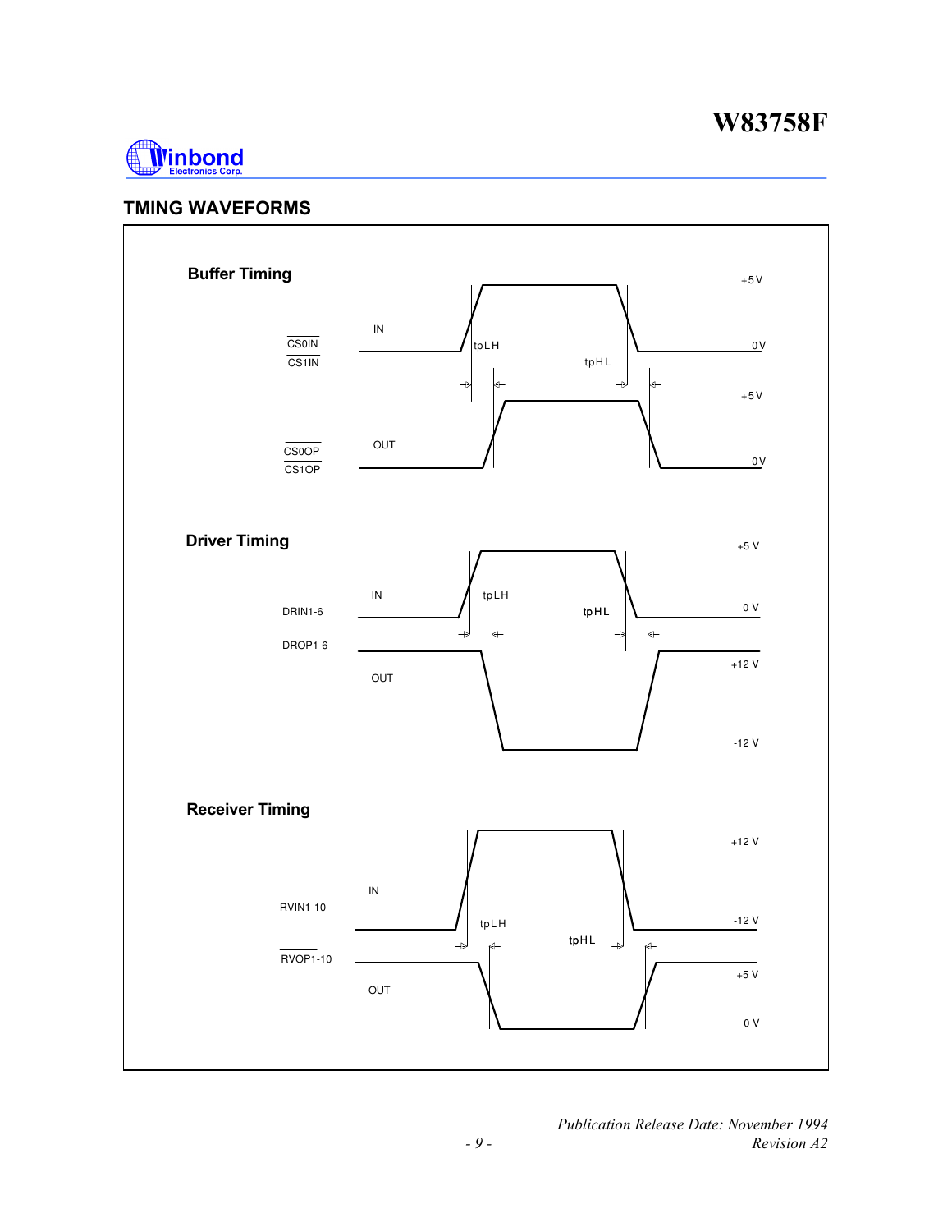## TMING WAVEFORMS

### Buffer Timing

IN

CS0IN
CS1IN

+5 V
0 V

tpLH
tpHL

OUT

CS0OP
CS1OP

+5 V
0 V

### Driver Timing

IN

DRIN1-6

+5 V
0 V

tpLH
tpHL

DROP1-6

OUT

+12 V
-12 V

### Receiver Timing

IN

RVIN1-10

+12 V
-12 V

tpLH
tpHL

RVOP1-10

OUT

+5 V
0 V

*Publication Release Date: November 1994*
*Revision A2*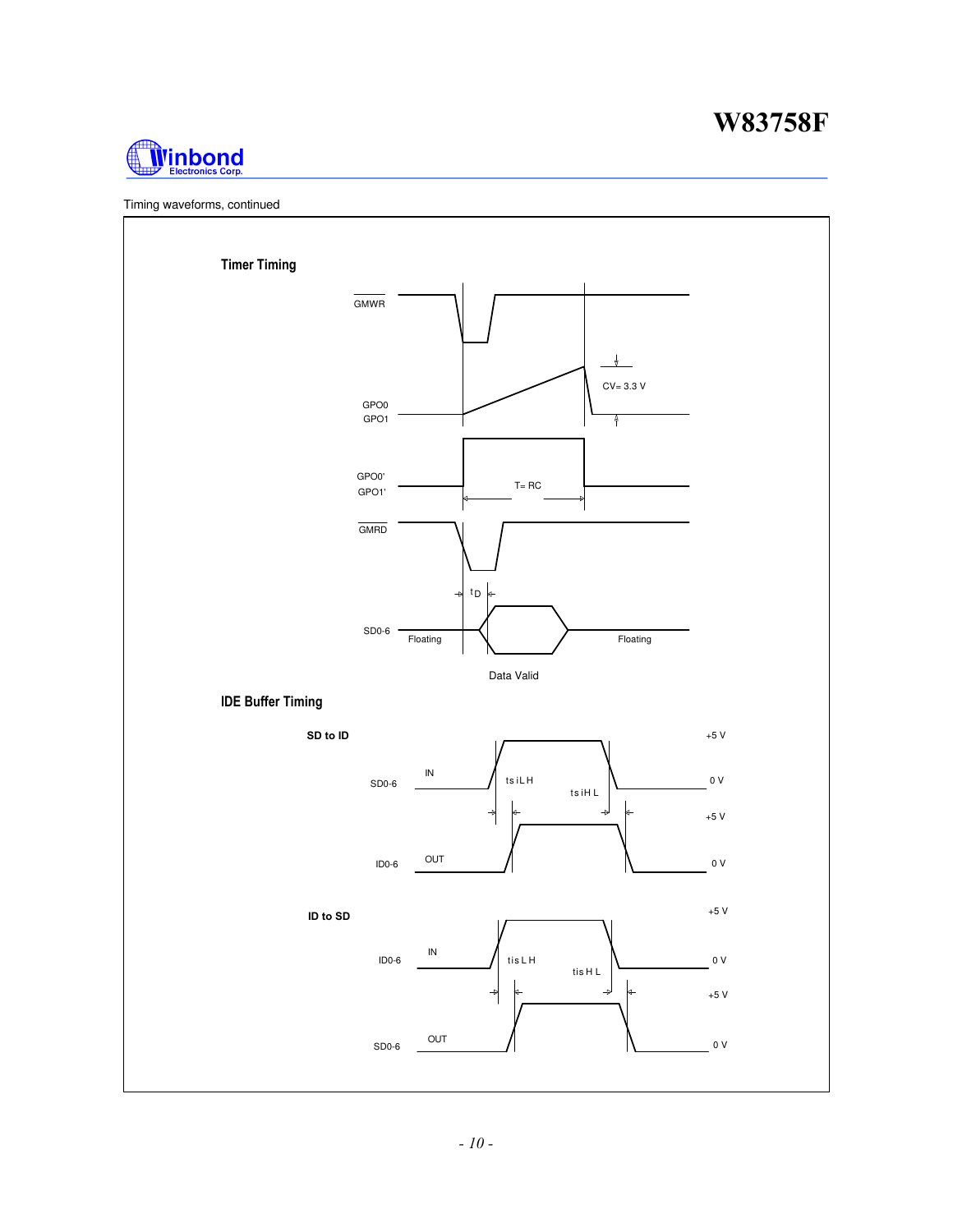Timing waveforms, continued

### Timer Timing

GMWR

GPO0
GPO1

CV= 3.3 V

GPO0'
GPO1'

T= RC

GMRD

$t_D$

SD0-6

Floating

Floating

Data Valid

### IDE Buffer Timing

**SD to ID**

SD0-6 IN

+5 V

0 V

tsiLH

tsiHL

ID0-6 OUT

+5 V

0 V

**ID to SD**

ID0-6 IN

+5 V

0 V

tisLH

tisHL

SD0-6 OUT

+5 V

0 V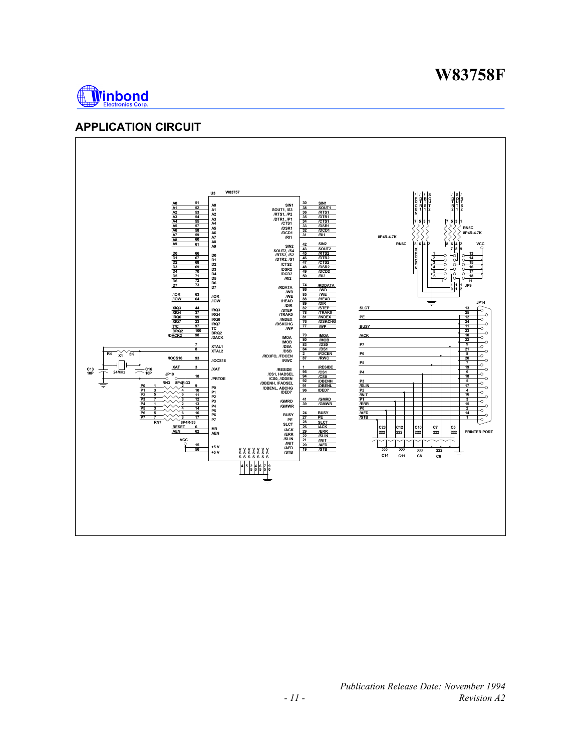## APPLICATION CIRCUIT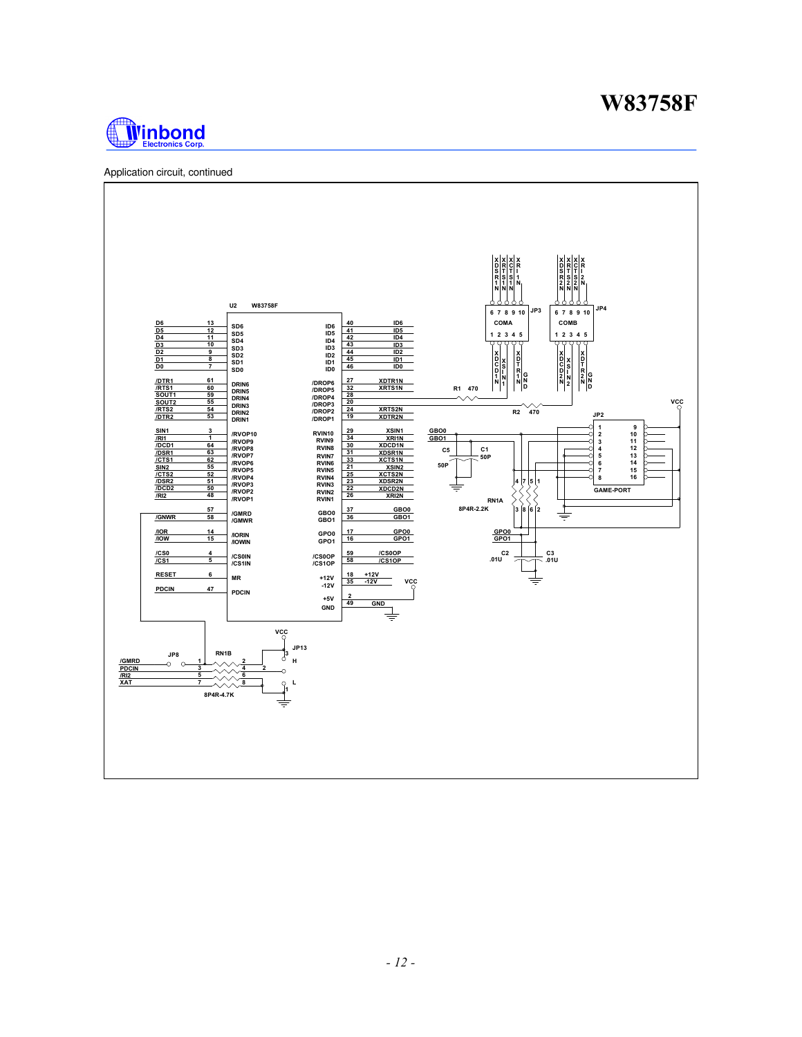Application circuit, continued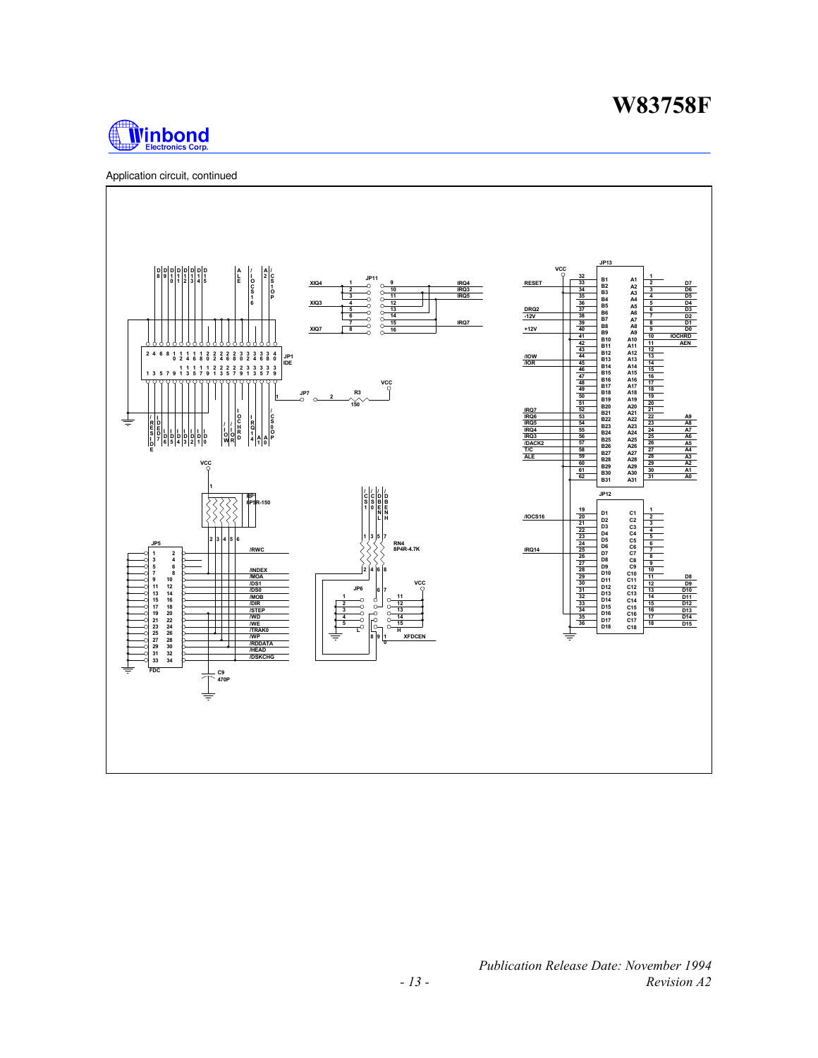Application circuit, continued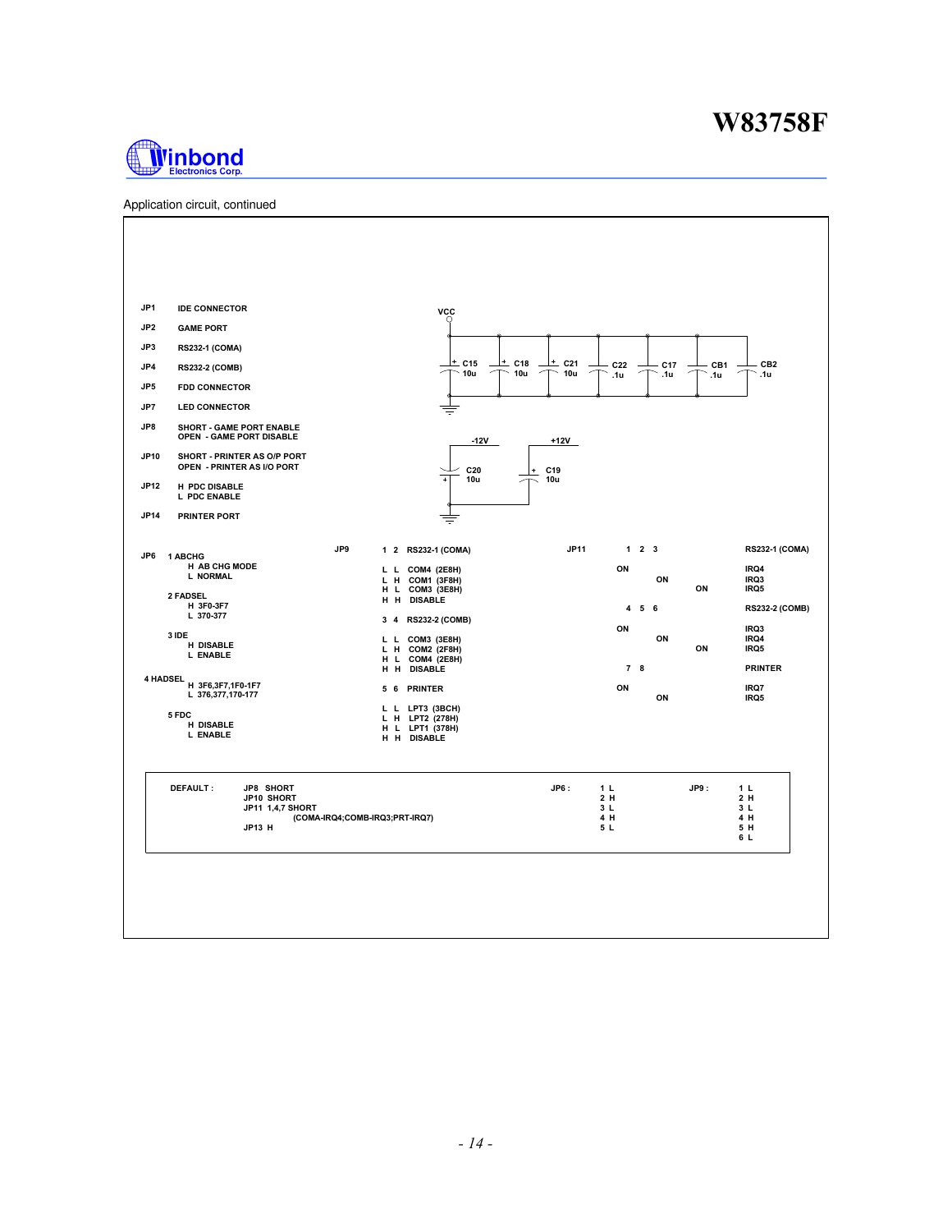Application circuit, continued

| | |
|---|---|
| JP1 | IDE CONNECTOR |
| JP2 | GAME PORT |
| JP3 | RS232-1 (COMA) |
| JP4 | RS232-2 (COMB) |
| JP5 | FDD CONNECTOR |
| JP7 | LED CONNECTOR |
| JP8 | SHORT - GAME PORT ENABLE<br>OPEN - GAME PORT DISABLE |
| JP10 | SHORT - PRINTER AS O/P PORT<br>OPEN - PRINTER AS I/O PORT |
| JP12 | H PDC DISABLE<br>L PDC ENABLE |
| JP14 | PRINTER PORT |

VCC

C15 10u, C18 10u, C21 10u, C22 .1u, C17 .1u, CB1 .1u, CB2 .1u

-12V: C20 10u

+12V: C19 10u

**JP6**

1 ABCHG
- H AB CHG MODE
- L NORMAL

2 FADSEL
- H 3F0-3F7
- L 370-377

3 IDE
- H DISABLE
- L ENABLE

4 HADSEL
- H 3F6,3F7,1F0-1F7
- L 376,377,170-177

5 FDC
- H DISABLE
- L ENABLE

**JP9**

1 2 RS232-1 (COMA)

| | | |
|---|---|---|
| L | L | COM4 (2E8H) |
| L | H | COM1 (3F8H) |
| H | L | COM3 (3E8H) |
| H | H | DISABLE |

3 4 RS232-2 (COMB)

| | | |
|---|---|---|
| L | L | COM3 (3E8H) |
| L | H | COM2 (2F8H) |
| H | L | COM4 (2E8H) |
| H | H | DISABLE |

5 6 PRINTER

| | | |
|---|---|---|
| L | L | LPT3 (3BCH) |
| L | H | LPT2 (278H) |
| H | L | LPT1 (378H) |
| H | H | DISABLE |

**JP11**

| 1 | 2 | 3 | RS232-1 (COMA) |
|---|---|---|---|
| ON | | | IRQ4 |
| | ON | | IRQ3 |
| | | ON | IRQ5 |

| 4 | 5 | 6 | RS232-2 (COMB) |
|---|---|---|---|
| ON | | | IRQ3 |
| | ON | | IRQ4 |
| | | ON | IRQ5 |

| 7 | 8 | PRINTER |
|---|---|---|
| ON | | IRQ7 |
| | ON | IRQ5 |

**DEFAULT :**

JP8 SHORT
JP10 SHORT
JP11 1,4,7 SHORT
(COMA-IRQ4;COMB-IRQ3;PRT-IRQ7)
JP13 H

JP6 : 1 L, 2 H, 3 L, 4 H, 5 L

JP9 : 1 L, 2 H, 3 L, 4 H, 5 H, 6 L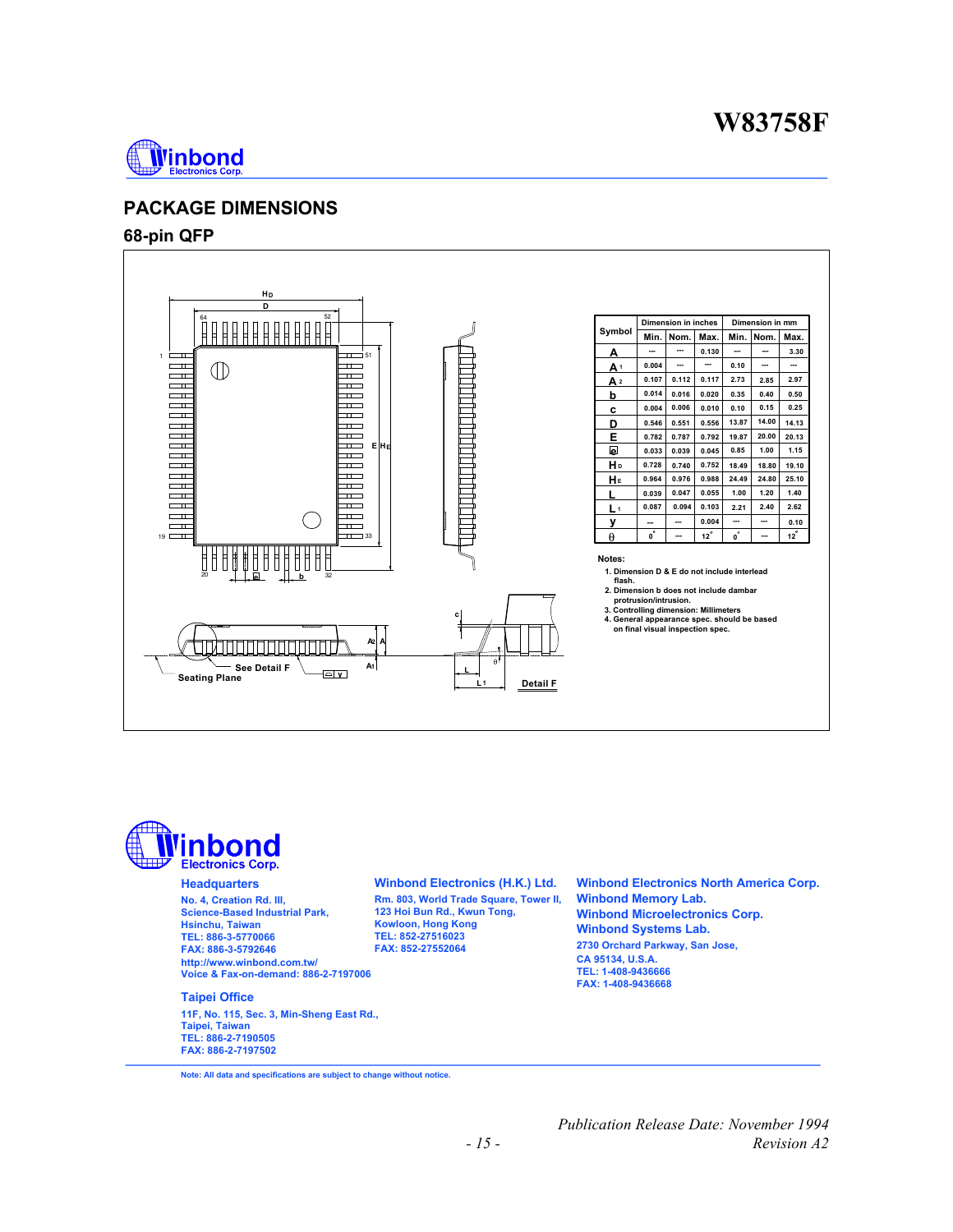## PACKAGE DIMENSIONS

### 68-pin QFP

| Symbol | Dimension in inches | | | Dimension in mm | | |
|---|---|---|---|---|---|---|
| | Min. | Nom. | Max. | Min. | Nom. | Max. |
| A | --- | --- | 0.130 | --- | --- | 3.30 |
| $A_1$ | 0.004 | --- | --- | 0.10 | --- | --- |
| $A_2$ | 0.107 | 0.112 | 0.117 | 2.73 | 2.85 | 2.97 |
| b | 0.014 | 0.016 | 0.020 | 0.35 | 0.40 | 0.50 |
| c | 0.004 | 0.006 | 0.010 | 0.10 | 0.15 | 0.25 |
| D | 0.546 | 0.551 | 0.556 | 13.87 | 14.00 | 14.13 |
| E | 0.782 | 0.787 | 0.792 | 19.87 | 20.00 | 20.13 |
| e | 0.033 | 0.039 | 0.045 | 0.85 | 1.00 | 1.15 |
| $H_D$ | 0.728 | 0.740 | 0.752 | 18.49 | 18.80 | 19.10 |
| $H_E$ | 0.964 | 0.976 | 0.988 | 24.49 | 24.80 | 25.10 |
| L | 0.039 | 0.047 | 0.055 | 1.00 | 1.20 | 1.40 |
| $L_1$ | 0.087 | 0.094 | 0.103 | 2.21 | 2.40 | 2.62 |
| y | --- | --- | 0.004 | --- | --- | 0.10 |
| θ | 0° | --- | 12° | 0° | --- | 12° |

Notes:

1. Dimension D & E do not include interlead flash.
2. Dimension b does not include dambar protrusion/intrusion.
3. Controlling dimension: Millimeters
4. General appearance spec. should be based on final visual inspection spec.

HD
D
64
52
1
51
E HE
19
33
20
e
b
32
A2 A
A1
See Detail F
Seating Plane
y
c
θ
L
L1
Detail F

**Headquarters**
No. 4, Creation Rd. III,
Science-Based Industrial Park,
Hsinchu, Taiwan
TEL: 886-3-5770066
FAX: 886-3-5792646
http://www.winbond.com.tw/
Voice & Fax-on-demand: 886-2-7197006

**Taipei Office**
11F, No. 115, Sec. 3, Min-Sheng East Rd.,
Taipei, Taiwan
TEL: 886-2-7190505
FAX: 886-2-7197502

**Winbond Electronics (H.K.) Ltd.**
Rm. 803, World Trade Square, Tower II,
123 Hoi Bun Rd., Kwun Tong,
Kowloon, Hong Kong
TEL: 852-27516023
FAX: 852-27552064

**Winbond Electronics North America Corp.**
**Winbond Memory Lab.**
**Winbond Microelectronics Corp.**
**Winbond Systems Lab.**
2730 Orchard Parkway, San Jose,
CA 95134, U.S.A.
TEL: 1-408-9436666
FAX: 1-408-9436668

Note: All data and specifications are subject to change without notice.

*Publication Release Date: November 1994*
*Revision A2*